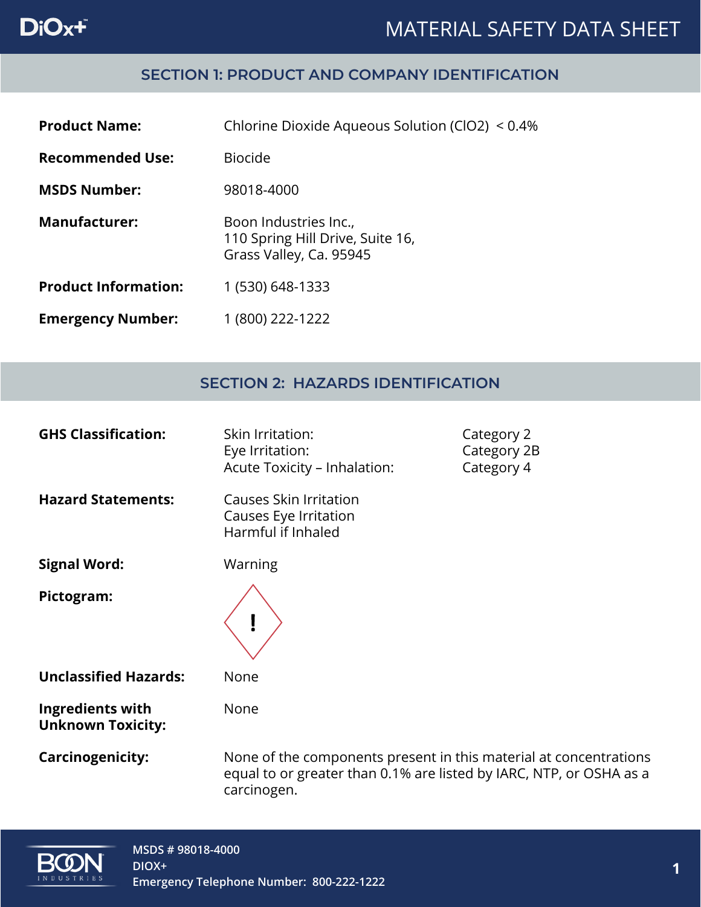# MATERIAL SAFETY DATA SHEET

## SECTION 1: PRODUCT AND COMPANY IDENTIFICATION

**Product Name:** Chlorine Dioxide Aqueous Solution ($ClO_2$) < 0.4%

**Recommended Use:** Biocide

**MSDS Number:** 98018-4000

**Manufacturer:** Boon Industries Inc.,
110 Spring Hill Drive, Suite 16,
Grass Valley, Ca. 95945

**Product Information:** 1 (530) 648-1333

**Emergency Number:** 1 (800) 222-1222

## SECTION 2: HAZARDS IDENTIFICATION

**GHS Classification:**

| | |
|---|---|
| Skin Irritation: | Category 2 |
| Eye Irritation: | Category 2B |
| Acute Toxicity – Inhalation: | Category 4 |

**Hazard Statements:** Causes Skin Irritation
Causes Eye Irritation
Harmful if Inhaled

**Signal Word:** Warning

**Pictogram:** !

**Unclassified Hazards:** None

**Ingredients with Unknown Toxicity:** None

**Carcinogenicity:** None of the components present in this material at concentrations equal to or greater than 0.1% are listed by IARC, NTP, or OSHA as a carcinogen.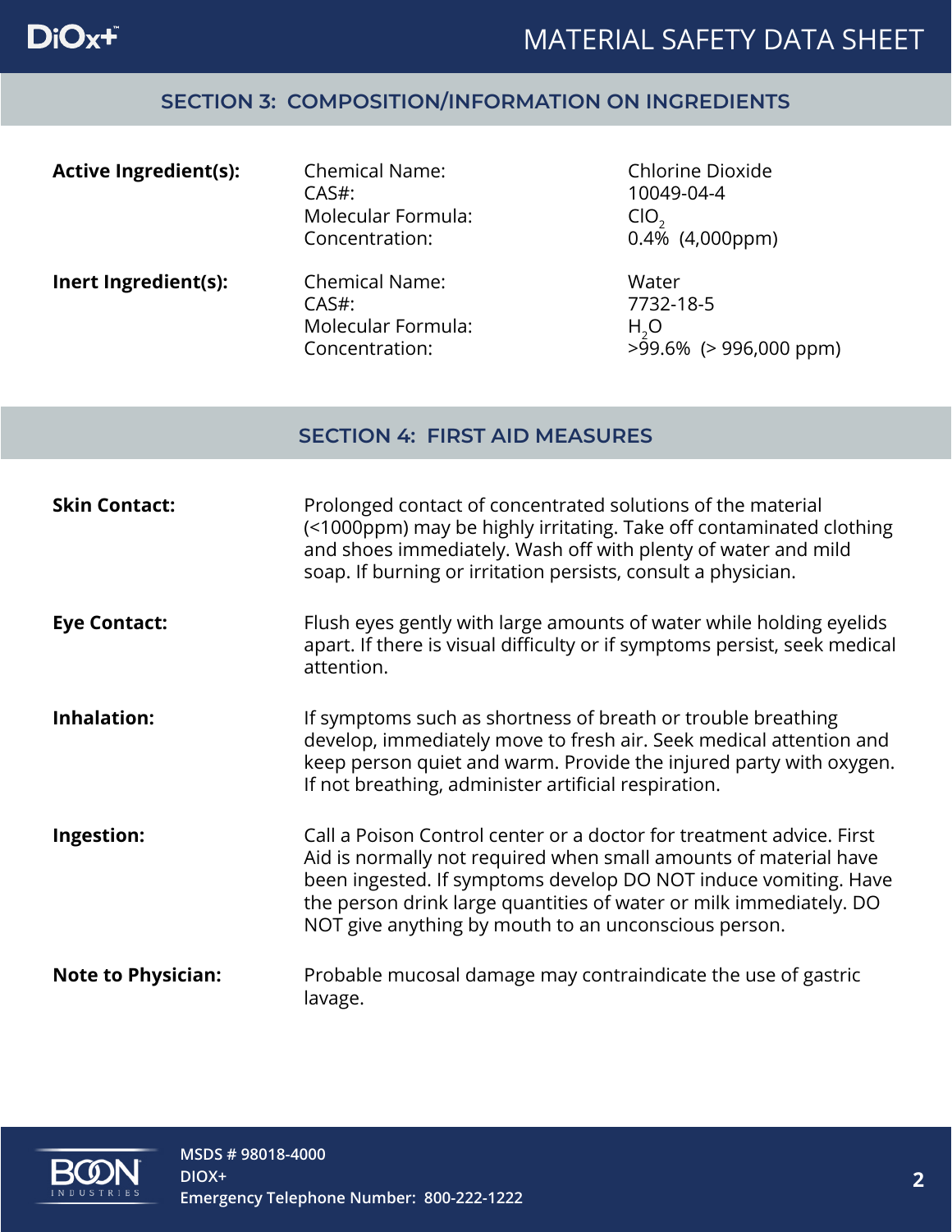## SECTION 3: COMPOSITION/INFORMATION ON INGREDIENTS

| | | |
|---|---|---|
| **Active Ingredient(s):** | Chemical Name: | Chlorine Dioxide |
| | CAS#: | 10049-04-4 |
| | Molecular Formula: | $ClO_2$ |
| | Concentration: | 0.4% (4,000ppm) |
| **Inert Ingredient(s):** | Chemical Name: | Water |
| | CAS#: | 7732-18-5 |
| | Molecular Formula: | $H_2O$ |
| | Concentration: | >99.6% (> 996,000 ppm) |

## SECTION 4: FIRST AID MEASURES

**Skin Contact:** Prolonged contact of concentrated solutions of the material (<1000ppm) may be highly irritating. Take off contaminated clothing and shoes immediately. Wash off with plenty of water and mild soap. If burning or irritation persists, consult a physician.

**Eye Contact:** Flush eyes gently with large amounts of water while holding eyelids apart. If there is visual difficulty or if symptoms persist, seek medical attention.

**Inhalation:** If symptoms such as shortness of breath or trouble breathing develop, immediately move to fresh air. Seek medical attention and keep person quiet and warm. Provide the injured party with oxygen. If not breathing, administer artificial respiration.

**Ingestion:** Call a Poison Control center or a doctor for treatment advice. First Aid is normally not required when small amounts of material have been ingested. If symptoms develop DO NOT induce vomiting. Have the person drink large quantities of water or milk immediately. DO NOT give anything by mouth to an unconscious person.

**Note to Physician:** Probable mucosal damage may contraindicate the use of gastric lavage.

MSDS # 98018-4000
DIOX+
Emergency Telephone Number: 800-222-1222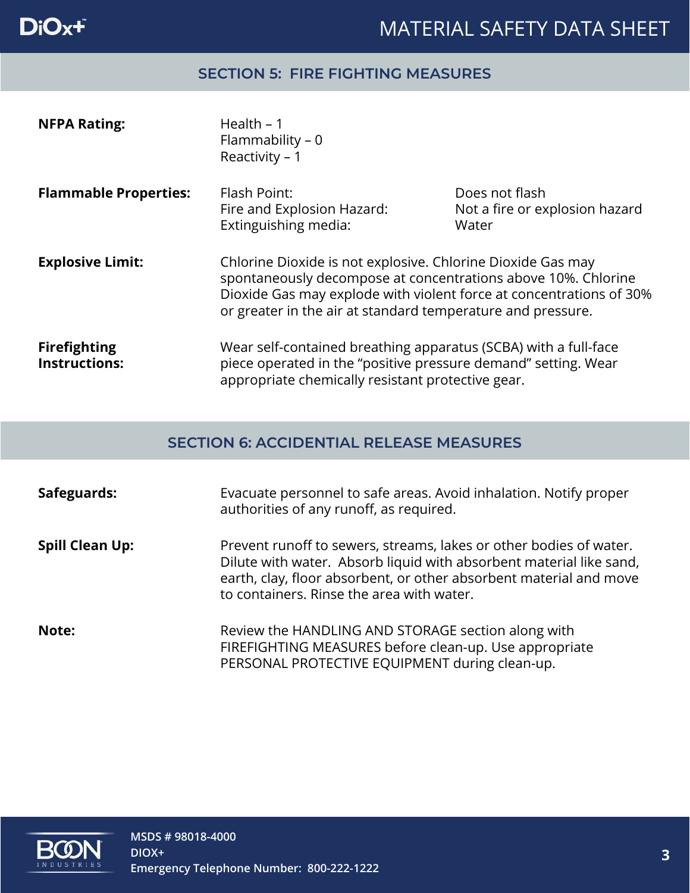## SECTION 5: FIRE FIGHTING MEASURES

| | | |
|---|---|---|
| **NFPA Rating:** | Health – 1<br>Flammability – 0<br>Reactivity – 1 | |
| **Flammable Properties:** | Flash Point:<br>Fire and Explosion Hazard:<br>Extinguishing media: | Does not flash<br>Not a fire or explosion hazard<br>Water |
| **Explosive Limit:** | Chlorine Dioxide is not explosive. Chlorine Dioxide Gas may spontaneously decompose at concentrations above 10%. Chlorine Dioxide Gas may explode with violent force at concentrations of 30% or greater in the air at standard temperature and pressure. | |
| **Firefighting Instructions:** | Wear self-contained breathing apparatus (SCBA) with a full-face piece operated in the "positive pressure demand" setting. Wear appropriate chemically resistant protective gear. | |

## SECTION 6: ACCIDENTIAL RELEASE MEASURES

**Safeguards:** Evacuate personnel to safe areas. Avoid inhalation. Notify proper authorities of any runoff, as required.

**Spill Clean Up:** Prevent runoff to sewers, streams, lakes or other bodies of water. Dilute with water. Absorb liquid with absorbent material like sand, earth, clay, floor absorbent, or other absorbent material and move to containers. Rinse the area with water.

**Note:** Review the HANDLING AND STORAGE section along with FIREFIGHTING MEASURES before clean-up. Use appropriate PERSONAL PROTECTIVE EQUIPMENT during clean-up.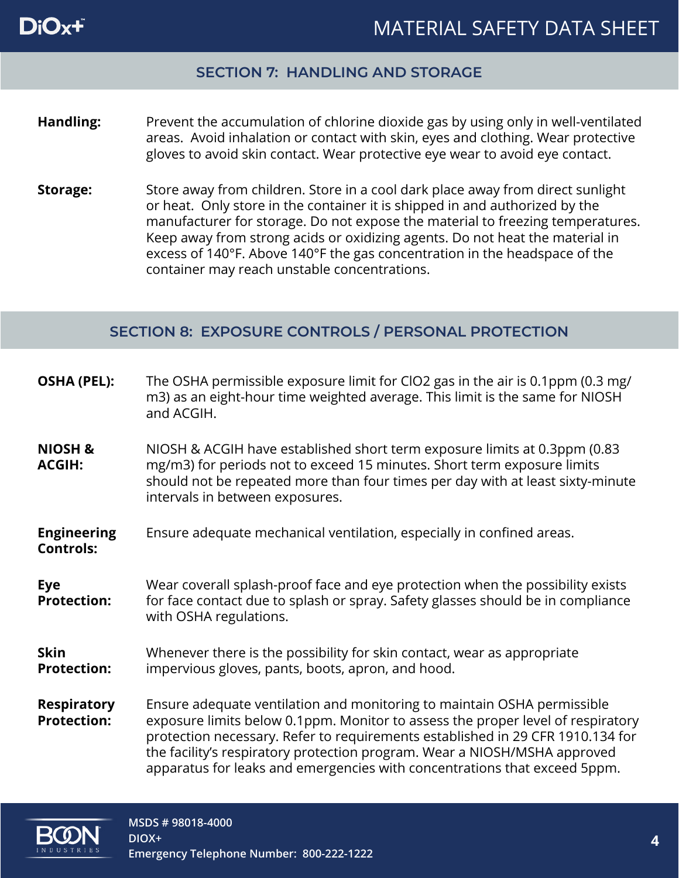## SECTION 7: HANDLING AND STORAGE

**Handling:** Prevent the accumulation of chlorine dioxide gas by using only in well-ventilated areas. Avoid inhalation or contact with skin, eyes and clothing. Wear protective gloves to avoid skin contact. Wear protective eye wear to avoid eye contact.

**Storage:** Store away from children. Store in a cool dark place away from direct sunlight or heat. Only store in the container it is shipped in and authorized by the manufacturer for storage. Do not expose the material to freezing temperatures. Keep away from strong acids or oxidizing agents. Do not heat the material in excess of 140°F. Above 140°F the gas concentration in the headspace of the container may reach unstable concentrations.

## SECTION 8: EXPOSURE CONTROLS / PERSONAL PROTECTION

**OSHA (PEL):** The OSHA permissible exposure limit for $ClO_2$ gas in the air is 0.1ppm (0.3 mg/$m^3$) as an eight-hour time weighted average. This limit is the same for NIOSH and ACGIH.

**NIOSH & ACGIH:** NIOSH & ACGIH have established short term exposure limits at 0.3ppm (0.83 mg/$m^3$) for periods not to exceed 15 minutes. Short term exposure limits should not be repeated more than four times per day with at least sixty-minute intervals in between exposures.

**Engineering Controls:** Ensure adequate mechanical ventilation, especially in confined areas.

**Eye Protection:** Wear coverall splash-proof face and eye protection when the possibility exists for face contact due to splash or spray. Safety glasses should be in compliance with OSHA regulations.

**Skin Protection:** Whenever there is the possibility for skin contact, wear as appropriate impervious gloves, pants, boots, apron, and hood.

**Respiratory Protection:** Ensure adequate ventilation and monitoring to maintain OSHA permissible exposure limits below 0.1ppm. Monitor to assess the proper level of respiratory protection necessary. Refer to requirements established in 29 CFR 1910.134 for the facility's respiratory protection program. Wear a NIOSH/MSHA approved apparatus for leaks and emergencies with concentrations that exceed 5ppm.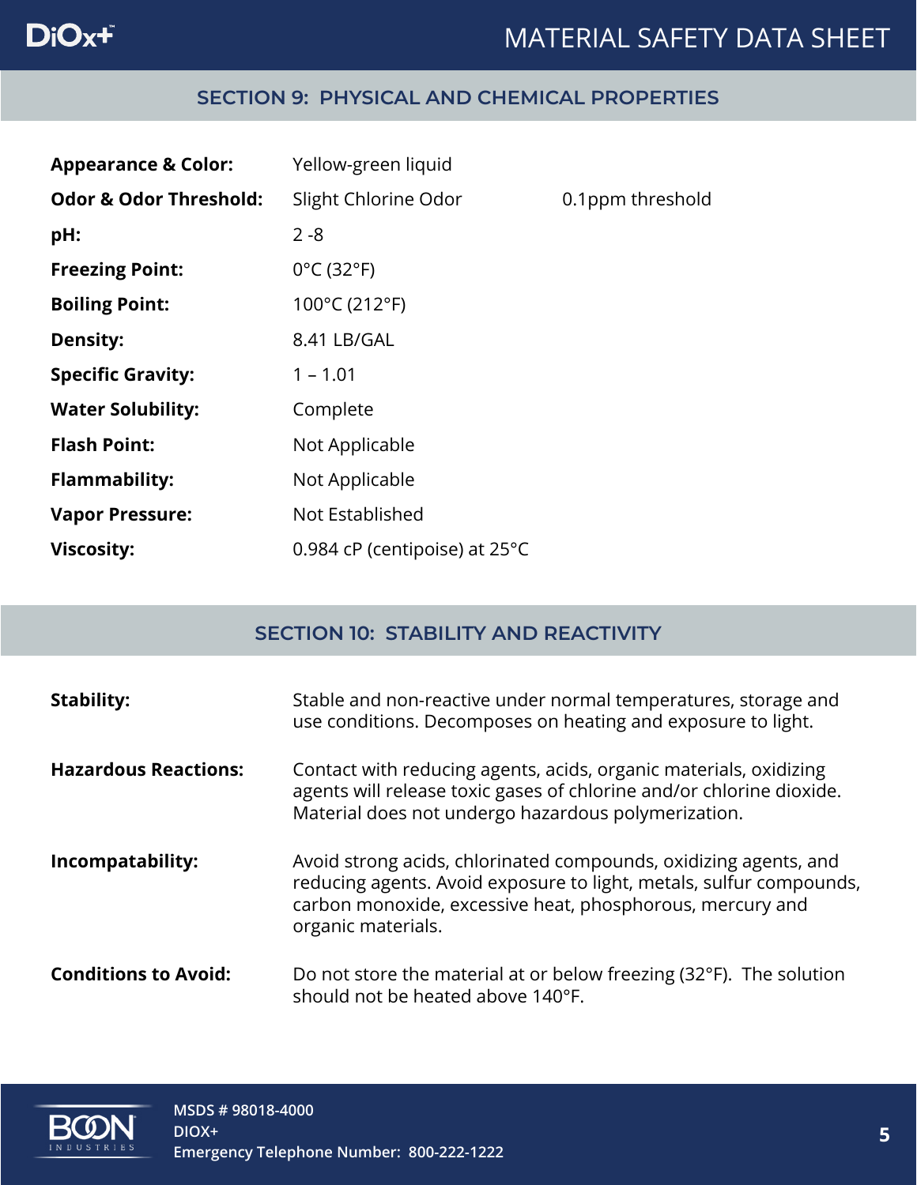## SECTION 9: PHYSICAL AND CHEMICAL PROPERTIES

| | | |
|---|---|---|
| **Appearance & Color:** | Yellow-green liquid | |
| **Odor & Odor Threshold:** | Slight Chlorine Odor | 0.1ppm threshold |
| **pH:** | 2 -8 | |
| **Freezing Point:** | 0°C (32°F) | |
| **Boiling Point:** | 100°C (212°F) | |
| **Density:** | 8.41 LB/GAL | |
| **Specific Gravity:** | 1 – 1.01 | |
| **Water Solubility:** | Complete | |
| **Flash Point:** | Not Applicable | |
| **Flammability:** | Not Applicable | |
| **Vapor Pressure:** | Not Established | |
| **Viscosity:** | 0.984 cP (centipoise) at 25°C | |

## SECTION 10: STABILITY AND REACTIVITY

**Stability:** Stable and non-reactive under normal temperatures, storage and use conditions. Decomposes on heating and exposure to light.

**Hazardous Reactions:** Contact with reducing agents, acids, organic materials, oxidizing agents will release toxic gases of chlorine and/or chlorine dioxide. Material does not undergo hazardous polymerization.

**Incompatability:** Avoid strong acids, chlorinated compounds, oxidizing agents, and reducing agents. Avoid exposure to light, metals, sulfur compounds, carbon monoxide, excessive heat, phosphorous, mercury and organic materials.

**Conditions to Avoid:** Do not store the material at or below freezing (32°F). The solution should not be heated above 140°F.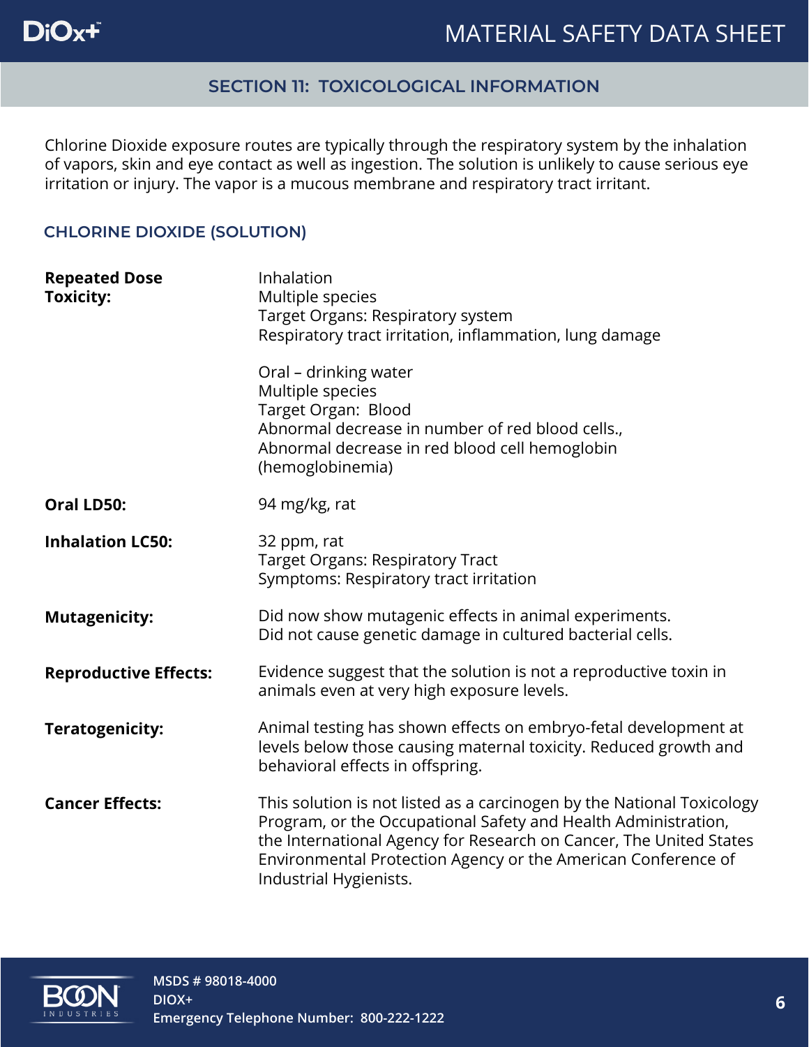## SECTION 11: TOXICOLOGICAL INFORMATION

Chlorine Dioxide exposure routes are typically through the respiratory system by the inhalation of vapors, skin and eye contact as well as ingestion. The solution is unlikely to cause serious eye irritation or injury. The vapor is a mucous membrane and respiratory tract irritant.

### CHLORINE DIOXIDE (SOLUTION)

**Repeated Dose Toxicity:**

Inhalation
Multiple species
Target Organs: Respiratory system
Respiratory tract irritation, inflammation, lung damage

Oral – drinking water
Multiple species
Target Organ: Blood
Abnormal decrease in number of red blood cells.,
Abnormal decrease in red blood cell hemoglobin (hemoglobinemia)

**Oral LD50:** 94 mg/kg, rat

**Inhalation LC50:**

32 ppm, rat
Target Organs: Respiratory Tract
Symptoms: Respiratory tract irritation

**Mutagenicity:**

Did now show mutagenic effects in animal experiments.
Did not cause genetic damage in cultured bacterial cells.

**Reproductive Effects:** Evidence suggest that the solution is not a reproductive toxin in animals even at very high exposure levels.

**Teratogenicity:** Animal testing has shown effects on embryo-fetal development at levels below those causing maternal toxicity. Reduced growth and behavioral effects in offspring.

**Cancer Effects:** This solution is not listed as a carcinogen by the National Toxicology Program, or the Occupational Safety and Health Administration, the International Agency for Research on Cancer, The United States Environmental Protection Agency or the American Conference of Industrial Hygienists.

MSDS # 98018-4000
DIOX+
Emergency Telephone Number: 800-222-1222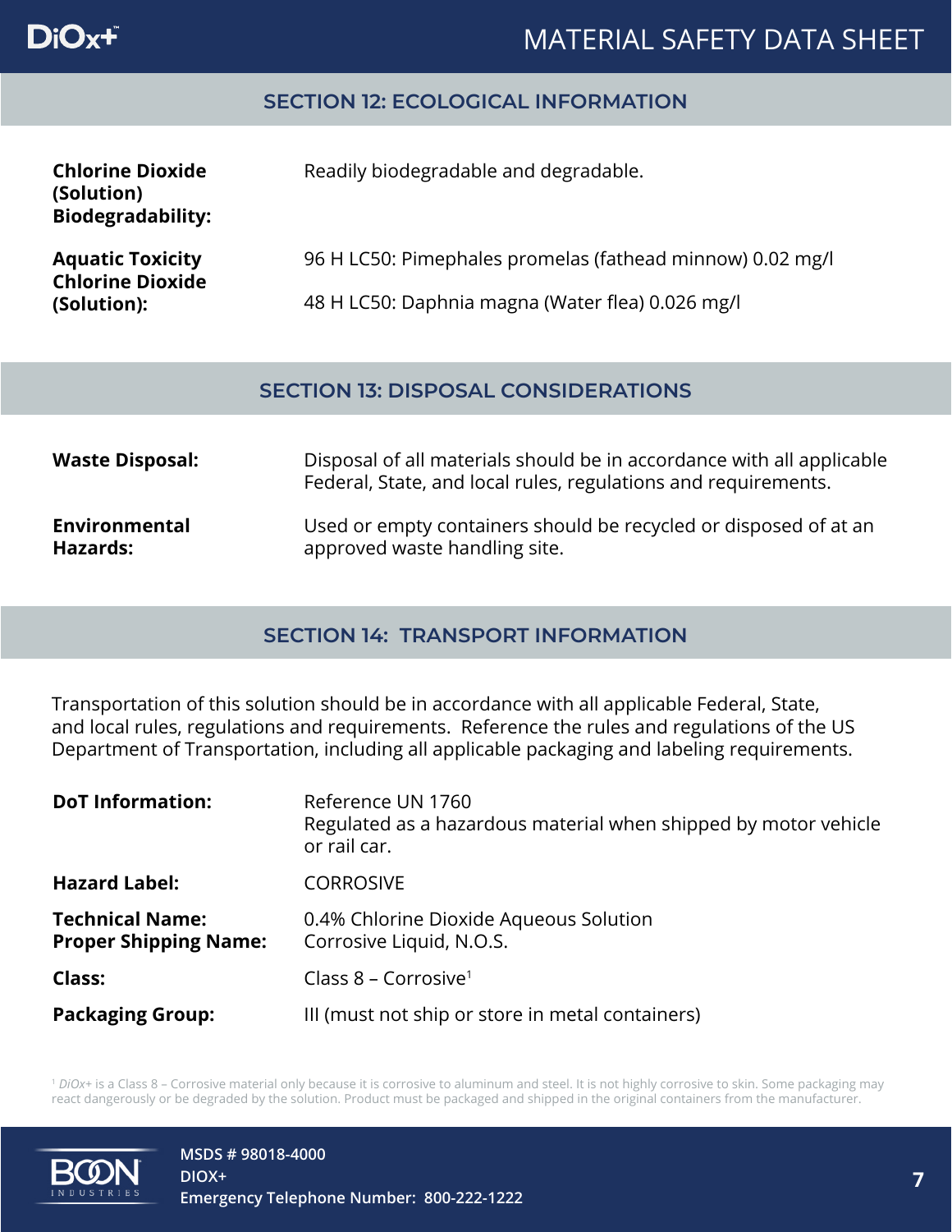## SECTION 12: ECOLOGICAL INFORMATION

| | |
|---|---|
| **Chlorine Dioxide (Solution) Biodegradability:** | Readily biodegradable and degradable. |
| **Aquatic Toxicity Chlorine Dioxide (Solution):** | 96 H LC50: Pimephales promelas (fathead minnow) 0.02 mg/l<br>48 H LC50: Daphnia magna (Water flea) 0.026 mg/l |

## SECTION 13: DISPOSAL CONSIDERATIONS

| | |
|---|---|
| **Waste Disposal:** | Disposal of all materials should be in accordance with all applicable Federal, State, and local rules, regulations and requirements. |
| **Environmental Hazards:** | Used or empty containers should be recycled or disposed of at an approved waste handling site. |

## SECTION 14: TRANSPORT INFORMATION

Transportation of this solution should be in accordance with all applicable Federal, State, and local rules, regulations and requirements. Reference the rules and regulations of the US Department of Transportation, including all applicable packaging and labeling requirements.

| | |
|---|---|
| **DoT Information:** | Reference UN 1760<br>Regulated as a hazardous material when shipped by motor vehicle or rail car. |
| **Hazard Label:** | CORROSIVE |
| **Technical Name:**<br>**Proper Shipping Name:** | 0.4% Chlorine Dioxide Aqueous Solution<br>Corrosive Liquid, N.O.S. |
| **Class:** | Class 8 – Corrosive[1] |
| **Packaging Group:** | III (must not ship or store in metal containers) |

[1] *DiOx+* is a Class 8 – Corrosive material only because it is corrosive to aluminum and steel. It is not highly corrosive to skin. Some packaging may react dangerously or be degraded by the solution. Product must be packaged and shipped in the original containers from the manufacturer.

MSDS # 98018-4000
DIOX+
Emergency Telephone Number: 800-222-1222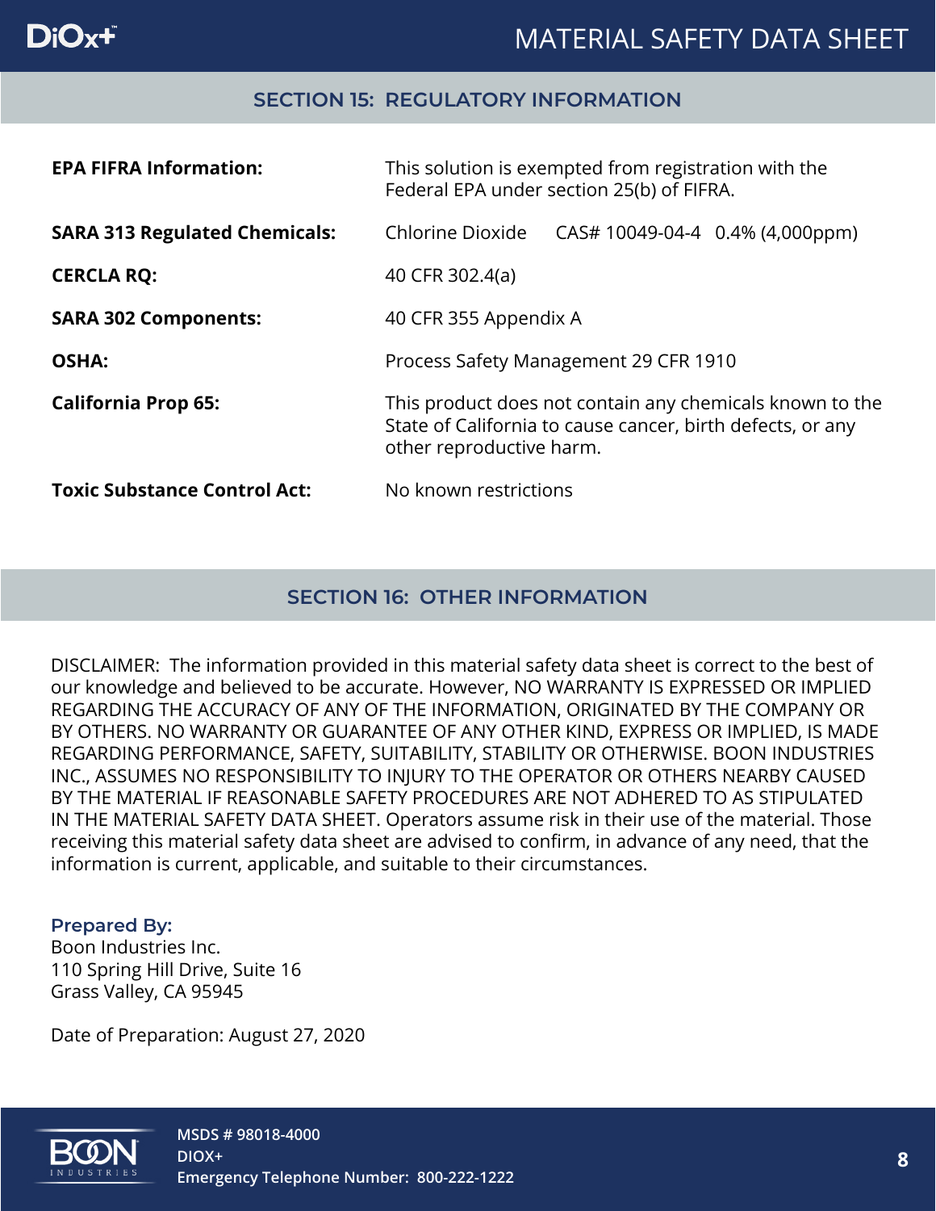## SECTION 15: REGULATORY INFORMATION

| | |
|---|---|
| **EPA FIFRA Information:** | This solution is exempted from registration with the Federal EPA under section 25(b) of FIFRA. |
| **SARA 313 Regulated Chemicals:** | Chlorine Dioxide CAS# 10049-04-4 0.4% (4,000ppm) |
| **CERCLA RQ:** | 40 CFR 302.4(a) |
| **SARA 302 Components:** | 40 CFR 355 Appendix A |
| **OSHA:** | Process Safety Management 29 CFR 1910 |
| **California Prop 65:** | This product does not contain any chemicals known to the State of California to cause cancer, birth defects, or any other reproductive harm. |
| **Toxic Substance Control Act:** | No known restrictions |

## SECTION 16: OTHER INFORMATION

DISCLAIMER: The information provided in this material safety data sheet is correct to the best of our knowledge and believed to be accurate. However, NO WARRANTY IS EXPRESSED OR IMPLIED REGARDING THE ACCURACY OF ANY OF THE INFORMATION, ORIGINATED BY THE COMPANY OR BY OTHERS. NO WARRANTY OR GUARANTEE OF ANY OTHER KIND, EXPRESS OR IMPLIED, IS MADE REGARDING PERFORMANCE, SAFETY, SUITABILITY, STABILITY OR OTHERWISE. BOON INDUSTRIES INC., ASSUMES NO RESPONSIBILITY TO INJURY TO THE OPERATOR OR OTHERS NEARBY CAUSED BY THE MATERIAL IF REASONABLE SAFETY PROCEDURES ARE NOT ADHERED TO AS STIPULATED IN THE MATERIAL SAFETY DATA SHEET. Operators assume risk in their use of the material. Those receiving this material safety data sheet are advised to confirm, in advance of any need, that the information is current, applicable, and suitable to their circumstances.

**Prepared By:**
Boon Industries Inc.
110 Spring Hill Drive, Suite 16
Grass Valley, CA 95945

Date of Preparation: August 27, 2020

MSDS # 98018-4000
DIOX+
Emergency Telephone Number: 800-222-1222